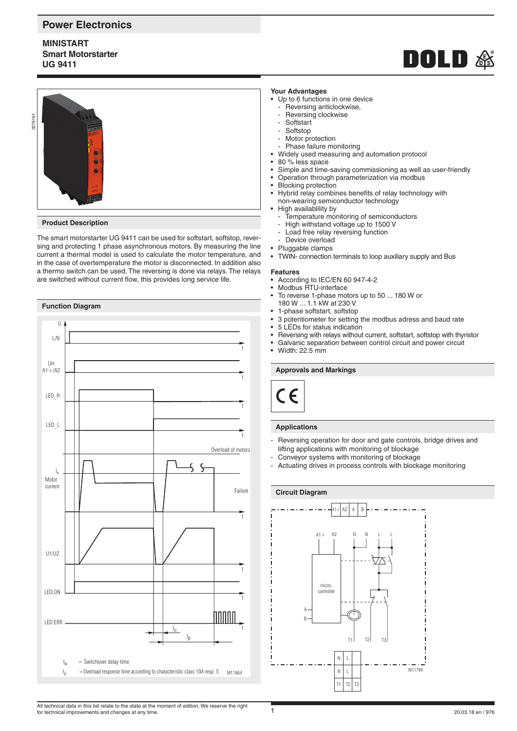# Power Electronics

## MINISTART
## Smart Motorstarter
## UG 9411

### Product Description

The smart motorstarter UG 9411 can be used for softstart, softstop, reversing and protecting 1 phase asynchronous motors. By measuring the line current a thermal model is used to calculate the motor temperature, and in the case of overtemperature the motor is disconnected. In addition also a thermo switch can be used. The reversing is done via relays. The relays are switched without current flow, this provides long service life.

### Function Diagram

$t_u$ = Switchover delay time

$t_p$ = Overload response time according to characteristic class 10A resp. 5

### Your Advantages

- Up to 6 functions in one device
  - Reversing anticlockwise,
  - Reversing clockwise
  - Softstart
  - Softstop
  - Motor protection
  - Phase failure monitoring
- Widely used measuring and automation protocol
- 80 % less space
- Simple and time-saving commissioning as well as user-friendly
- Operation through parameterization via modbus
- Blocking protection
- Hybrid relay combines benefits of relay technology with non-wearing semiconductor technology
- High availablility by
  - Temperature monitoring of semiconductors
  - High withstand voltage up to 1500 V
  - Load free relay reversing function
  - Device overload
- Pluggable clamps
- TWIN- connection terminals to loop auxiliary supply and Bus

### Features

- According to IEC/EN 60 947-4-2
- Modbus RTU-interface
- To reverse 1-phase motors up to 50 ... 180 W or 180 W ... 1.1 kW at 230 V
- 1-phase softstart, softstop
- 3 potentiometer for setting the modbus adress and baud rate
- 5 LEDs for status indication
- Reversing with relays without current, softstart, softstop with thyristor
- Galvanic separation between control circuit and power circuit
- Width: 22.5 mm

### Approvals and Markings

### Applications

- Reversing operation for door and gate controls, bridge drives and lifting applications with monitoring of blockage
- Conveyor systems with monitoring of blockage
- Actuating drives in process controls with blockage monitoring

### Circuit Diagram

All technical data in this list relate to the state at the moment of edition. We reserve the right for technical improvements and changes at any time.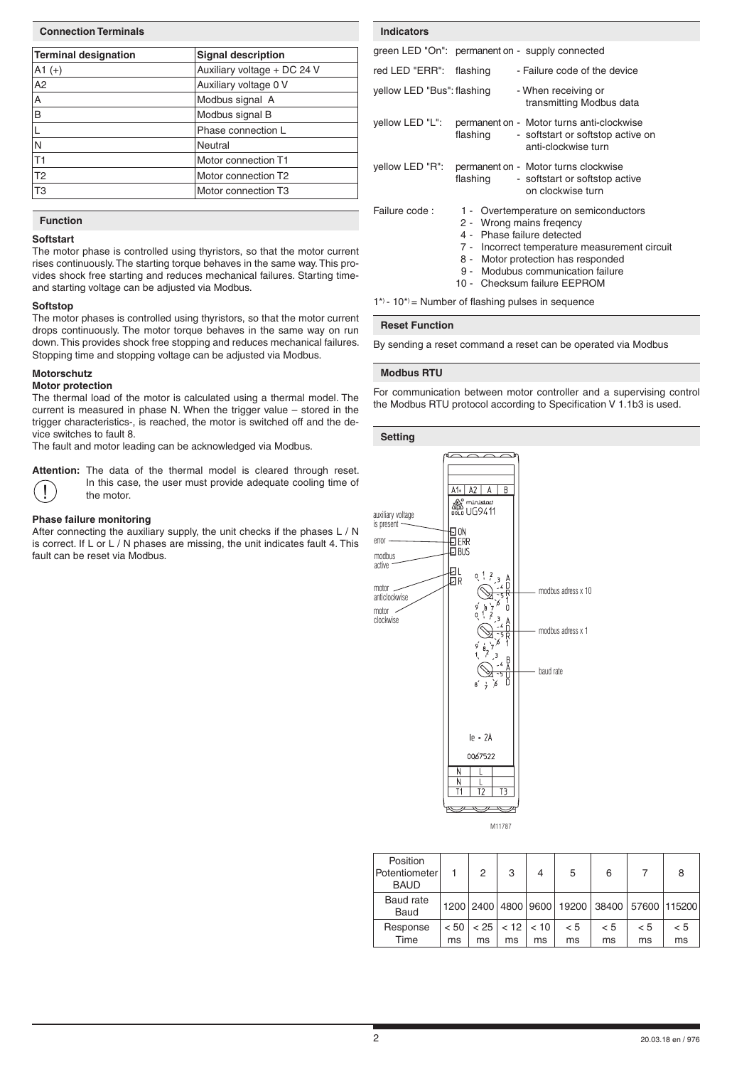## Connection Terminals

| Terminal designation | Signal description |
|---|---|
| A1 (+) | Auxiliary voltage + DC 24 V |
| A2 | Auxiliary voltage 0 V |
| A | Modbus signal A |
| B | Modbus signal B |
| L | Phase connection L |
| N | Neutral |
| T1 | Motor connection T1 |
| T2 | Motor connection T2 |
| T3 | Motor connection T3 |

## Function

**Softstart**

The motor phase is controlled using thyristors, so that the motor current rises continuously. The starting torque behaves in the same way. This provides shock free starting and reduces mechanical failures. Starting time- and starting voltage can be adjusted via Modbus.

**Softstop**

The motor phases is controlled using thyristors, so that the motor current drops continuously. The motor torque behaves in the same way on run down. This provides shock free stopping and reduces mechanical failures. Stopping time and stopping voltage can be adjusted via Modbus.

**Motorschutz**

**Motor protection**

The thermal load of the motor is calculated using a thermal model. The current is measured in phase N. When the trigger value – stored in the trigger characteristics-, is reached, the motor is switched off and the device switches to fault 8.

The fault and motor leading can be acknowledged via Modbus.

**Attention:** The data of the thermal model is cleared through reset. In this case, the user must provide adequate cooling time of the motor.

**Phase failure monitoring**

After connecting the auxiliary supply, the unit checks if the phases L / N is correct. If L or L / N phases are missing, the unit indicates fault 4. This fault can be reset via Modbus.

## Indicators

green LED "On": permanent on - supply connected

red LED "ERR": flashing - Failure code of the device

yellow LED "Bus": flashing - When receiving or transmitting Modbus data

yellow LED "L": permanent on - Motor turns anti-clockwise
flashing - softstart or softstop active on anti-clockwise turn

yellow LED "R": permanent on - Motor turns clockwise
flashing - softstart or softstop active on clockwise turn

Failure code :
- 1 - Overtemperature on semiconductors
- 2 - Wrong mains freqency
- 4 - Phase failure detected
- 7 - Incorrect temperature measurement circuit
- 8 - Motor protection has responded
- 9 - Modubus communication failure
- 10 - Checksum failure EEPROM

1*) - 10*) = Number of flashing pulses in sequence

## Reset Function

By sending a reset command a reset can be operated via Modbus

## Modbus RTU

For communication between motor controller and a supervising control the Modbus RTU protocol according to Specification V 1.1b3 is used.

## Setting

A1+ A2 A B

UG9411

auxiliary voltage is present — ON

error — ERR

modbus active — BUS

motor anticlockwise — L

motor clockwise — R

modbus adress x 10

modbus adress x 1

baud rate

Ie = 2A

0067522

N L
N L
T1 T2 T3

M11787

| Position Potentiometer BAUD | 1 | 2 | 3 | 4 | 5 | 6 | 7 | 8 |
|---|---|---|---|---|---|---|---|---|
| Baud rate Baud | 1200 | 2400 | 4800 | 9600 | 19200 | 38400 | 57600 | 115200 |
| Response Time | < 50 ms | < 25 ms | < 12 ms | < 10 ms | < 5 ms | < 5 ms | < 5 ms | < 5 ms |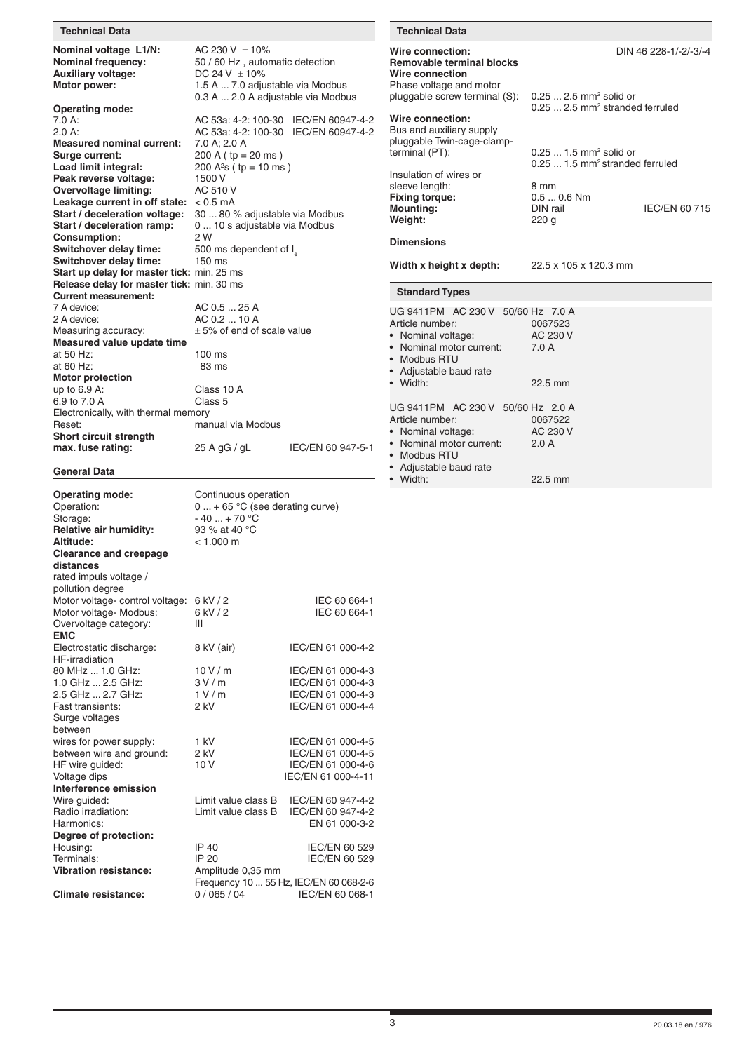## Technical Data

| | | |
|---|---|---|
| **Nominal voltage L1/N:** | AC 230 V ± 10% | |
| **Nominal frequency:** | 50 / 60 Hz , automatic detection | |
| **Auxiliary voltage:** | DC 24 V ± 10% | |
| **Motor power:** | 1.5 A ... 7.0 adjustable via Modbus | |
| | 0.3 A ... 2.0 A adjustable via Modbus | |
| **Operating mode:** | | |
| 7.0 A: | AC 53a: 4-2: 100-30 | IEC/EN 60947-4-2 |
| 2.0 A: | AC 53a: 4-2: 100-30 | IEC/EN 60947-4-2 |
| **Measured nominal current:** | 7.0 A; 2.0 A | |
| **Surge current:** | 200 A ( tp = 20 ms ) | |
| **Load limit integral:** | 200 A²s ( tp = 10 ms ) | |
| **Peak reverse voltage:** | 1500 V | |
| **Overvoltage limiting:** | AC 510 V | |
| **Leakage current in off state:** | < 0.5 mA | |
| **Start / deceleration voltage:** | 30 ... 80 % adjustable via Modbus | |
| **Start / deceleration ramp:** | 0 ... 10 s adjustable via Modbus | |
| **Consumption:** | 2 W | |
| **Switchover delay time:** | 500 ms dependent of $I_e$ | |
| **Switchover delay time:** | 150 ms | |
| **Start up delay for master tick:** | min. 25 ms | |
| **Release delay for master tick:** | min. 30 ms | |
| **Current measurement:** | | |
| 7 A device: | AC 0.5 ... 25 A | |
| 2 A device: | AC 0.2 ... 10 A | |
| Measuring accuracy: | ± 5% of end of scale value | |
| **Measured value update time** | | |
| at 50 Hz: | 100 ms | |
| at 60 Hz: | 83 ms | |
| **Motor protection** | | |
| up to 6.9 A: | Class 10 A | |
| 6.9 to 7.0 A | Class 5 | |
| Electronically, with thermal memory | | |
| Reset: | manual via Modbus | |
| **Short circuit strength** | | |
| **max. fuse rating:** | 25 A gG / gL | IEC/EN 60 947-5-1 |

### General Data

| | | |
|---|---|---|
| **Operating mode:** | Continuous operation | |
| Operation: | 0 ... + 65 °C (see derating curve) | |
| Storage: | - 40 ... + 70 °C | |
| **Relative air humidity:** | 93 % at 40 °C | |
| **Altitude:** | < 1.000 m | |
| **Clearance and creepage distances** | | |
| rated impuls voltage / pollution degree | | |
| Motor voltage- control voltage: | 6 kV / 2 | IEC 60 664-1 |
| Motor voltage- Modbus: | 6 kV / 2 | IEC 60 664-1 |
| Overvoltage category: | III | |
| **EMC** | | |
| Electrostatic discharge: | 8 kV (air) | IEC/EN 61 000-4-2 |
| HF-irradiation | | |
| 80 MHz ... 1.0 GHz: | 10 V / m | IEC/EN 61 000-4-3 |
| 1.0 GHz ... 2.5 GHz: | 3 V / m | IEC/EN 61 000-4-3 |
| 2.5 GHz ... 2.7 GHz: | 1 V / m | IEC/EN 61 000-4-3 |
| Fast transients: | 2 kV | IEC/EN 61 000-4-4 |
| Surge voltages between | | |
| wires for power supply: | 1 kV | IEC/EN 61 000-4-5 |
| between wire and ground: | 2 kV | IEC/EN 61 000-4-5 |
| HF wire guided: | 10 V | IEC/EN 61 000-4-6 |
| Voltage dips | | IEC/EN 61 000-4-11 |
| **Interference emission** | | |
| Wire guided: | Limit value class B | IEC/EN 60 947-4-2 |
| Radio irradiation: | Limit value class B | IEC/EN 60 947-4-2 |
| Harmonics: | | EN 61 000-3-2 |
| **Degree of protection:** | | |
| Housing: | IP 40 | IEC/EN 60 529 |
| Terminals: | IP 20 | IEC/EN 60 529 |
| **Vibration resistance:** | Amplitude 0,35 mm | |
| | Frequency 10 ... 55 Hz, | IEC/EN 60 068-2-6 |
| **Climate resistance:** | 0 / 065 / 04 | IEC/EN 60 068-1 |

## Technical Data

| | | |
|---|---|---|
| **Wire connection:** | | DIN 46 228-1/-2/-3/-4 |
| **Removable terminal blocks** | | |
| **Wire connection** | | |
| Phase voltage and motor pluggable screw terminal (S): | 0.25 ... 2.5 mm² solid or 0.25 ... 2.5 mm² stranded ferruled | |
| **Wire connection:** | | |
| Bus and auxiliary supply pluggable Twin-cage-clamp-terminal (PT): | 0.25 ... 1.5 mm² solid or 0.25 ... 1.5 mm² stranded ferruled | |
| Insulation of wires or sleeve length: | 8 mm | |
| **Fixing torque:** | 0.5 ... 0.6 Nm | |
| **Mounting:** | DIN rail | IEC/EN 60 715 |
| **Weight:** | 220 g | |

### Dimensions

**Width x height x depth:** 22.5 x 105 x 120.3 mm

## Standard Types

UG 9411PM AC 230 V 50/60 Hz 7.0 A
Article number: 0067523
- Nominal voltage: AC 230 V
- Nominal motor current: 7.0 A
- Modbus RTU
- Adjustable baud rate
- Width: 22.5 mm

UG 9411PM AC 230 V 50/60 Hz 2.0 A
Article number: 0067522
- Nominal voltage: AC 230 V
- Nominal motor current: 2.0 A
- Modbus RTU
- Adjustable baud rate
- Width: 22.5 mm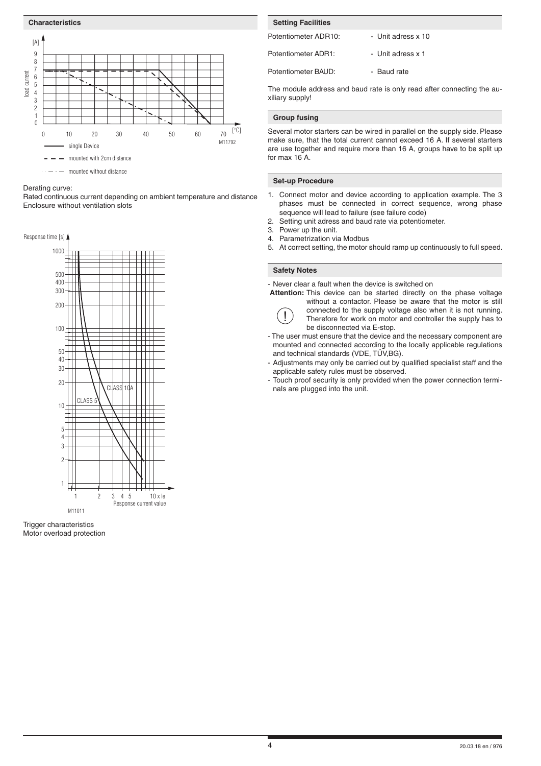## Characteristics

Derating curve:
Rated continuous current depending on ambient temperature and distance
Enclosure without ventilation slots

Trigger characteristics
Motor overload protection

## Setting Facilities

Potentiometer ADR10: - Unit adress x 10

Potentiometer ADR1: - Unit adress x 1

Potentiometer BAUD: - Baud rate

The module address and baud rate is only read after connecting the auxiliary supply!

## Group fusing

Several motor starters can be wired in parallel on the supply side. Please make sure, that the total current cannot exceed 16 A. If several starters are use together and require more than 16 A, groups have to be split up for max 16 A.

## Set-up Procedure

1. Connect motor and device according to application example. The 3 phases must be connected in correct sequence, wrong phase sequence will lead to failure (see failure code)
2. Setting unit adress and baud rate via potentiometer.
3. Power up the unit.
4. Parametrization via Modbus
5. At correct setting, the motor should ramp up continuously to full speed.

## Safety Notes

- Never clear a fault when the device is switched on

**Attention:** This device can be started directly on the phase voltage without a contactor. Please be aware that the motor is still connected to the supply voltage also when it is not running. Therefore for work on motor and controller the supply has to be disconnected via E-stop.

- The user must ensure that the device and the necessary component are mounted and connected according to the locally applicable regulations and technical standards (VDE, TÜV,BG).
- Adjustments may only be carried out by qualified specialist staff and the applicable safety rules must be observed.
- Touch proof security is only provided when the power connection terminals are plugged into the unit.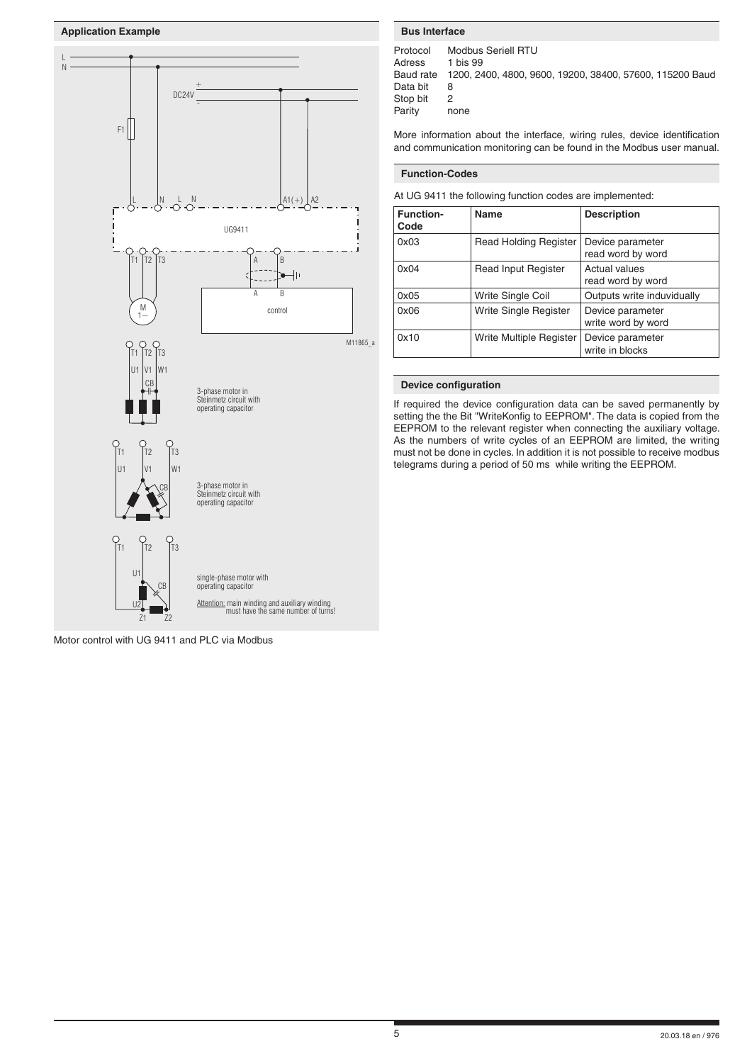## Application Example

Motor control with UG 9411 and PLC via Modbus

## Bus Interface

Protocol Modbus Seriell RTU
Adress 1 bis 99
Baud rate 1200, 2400, 4800, 9600, 19200, 38400, 57600, 115200 Baud
Data bit 8
Stop bit 2
Parity none

More information about the interface, wiring rules, device identification and communication monitoring can be found in the Modbus user manual.

## Function-Codes

At UG 9411 the following function codes are implemented:

| Function-Code | Name | Description |
|---|---|---|
| 0x03 | Read Holding Register | Device parameter read word by word |
| 0x04 | Read Input Register | Actual values read word by word |
| 0x05 | Write Single Coil | Outputs write induvidually |
| 0x06 | Write Single Register | Device parameter write word by word |
| 0x10 | Write Multiple Register | Device parameter write in blocks |

## Device configuration

If required the device configuration data can be saved permanently by setting the the Bit "WriteKonfig to EEPROM". The data is copied from the EEPROM to the relevant register when connecting the auxiliary voltage. As the numbers of write cycles of an EEPROM are limited, the writing must not be done in cycles. In addition it is not possible to receive modbus telegrams during a period of 50 ms while writing the EEPROM.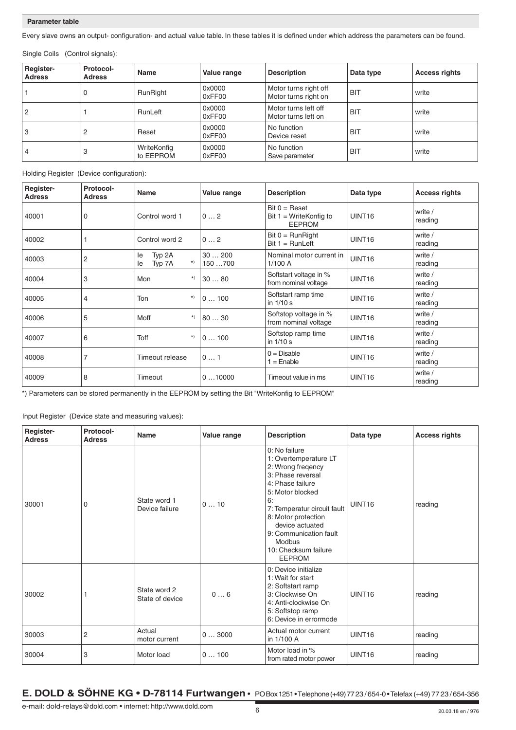## Parameter table

Every slave owns an output- configuration- and actual value table. In these tables it is defined under which address the parameters can be found.

Single Coils (Control signals):

| Register-Adress | Protocol-Adress | Name | Value range | Description | Data type | Access rights |
|---|---|---|---|---|---|---|
| 1 | 0 | RunRight | 0x0000<br>0xFF00 | Motor turns right off<br>Motor turns right on | BIT | write |
| 2 | 1 | RunLeft | 0x0000<br>0xFF00 | Motor turns left off<br>Motor turns left on | BIT | write |
| 3 | 2 | Reset | 0x0000<br>0xFF00 | No function<br>Device reset | BIT | write |
| 4 | 3 | WriteKonfig to EEPROM | 0x0000<br>0xFF00 | No function<br>Save parameter | BIT | write |

Holding Register (Device configuration):

| Register-Adress | Protocol-Adress | Name | Value range | Description | Data type | Access rights |
|---|---|---|---|---|---|---|
| 40001 | 0 | Control word 1 | 0 … 2 | Bit 0 = Reset<br>Bit 1 = WriteKonfig to EEPROM | UINT16 | write / reading |
| 40002 | 1 | Control word 2 | 0 … 2 | Bit 0 = RunRight<br>Bit 1 = RunLeft | UINT16 | write / reading |
| 40003 | 2 | Ie Typ 2A<br>Ie Typ 7A *) | 30 … 200<br>150 …700 | Nominal motor current in 1/100 A | UINT16 | write / reading |
| 40004 | 3 | Mon *) | 30 … 80 | Softstart voltage in % from nominal voltage | UINT16 | write / reading |
| 40005 | 4 | Ton *) | 0 … 100 | Softstart ramp time in 1/10 s | UINT16 | write / reading |
| 40006 | 5 | Moff *) | 80 … 30 | Softstop voltage in % from nominal voltage | UINT16 | write / reading |
| 40007 | 6 | Toff *) | 0 … 100 | Softstop ramp time in 1/10 s | UINT16 | write / reading |
| 40008 | 7 | Timeout release | 0 … 1 | 0 = Disable<br>1 = Enable | UINT16 | write / reading |
| 40009 | 8 | Timeout | 0 …10000 | Timeout value in ms | UINT16 | write / reading |

*) Parameters can be stored permanently in the EEPROM by setting the Bit "WriteKonfig to EEPROM"

Input Register (Device state and measuring values):

| Register-Adress | Protocol-Adress | Name | Value range | Description | Data type | Access rights |
|---|---|---|---|---|---|---|
| 30001 | 0 | State word 1 Device failure | 0 … 10 | 0: No failure<br>1: Overtemperature LT<br>2: Wrong freqency<br>3: Phase reversal<br>4: Phase failure<br>5: Motor blocked<br>6:<br>7: Temperatur circuit fault<br>8: Motor protection device actuated<br>9: Communication fault Modbus<br>10: Checksum failure EEPROM | UINT16 | reading |
| 30002 | 1 | State word 2 State of device | 0 … 6 | 0: Device initialize<br>1: Wait for start<br>2: Softstart ramp<br>3: Clockwise On<br>4: Anti-clockwise On<br>5: Softstop ramp<br>6: Device in errormode | UINT16 | reading |
| 30003 | 2 | Actual motor current | 0 … 3000 | Actual motor current in 1/100 A | UINT16 | reading |
| 30004 | 3 | Motor load | 0 … 100 | Motor load in % from rated motor power | UINT16 | reading |

**E. DOLD & SÖHNE KG • D-78114 Furtwangen •** PO Box 1251 • Telephone (+49) 77 23 / 654-0 • Telefax (+49) 77 23 / 654-356

e-mail: dold-relays@dold.com • internet: http://www.dold.com

20.03.18 en / 976